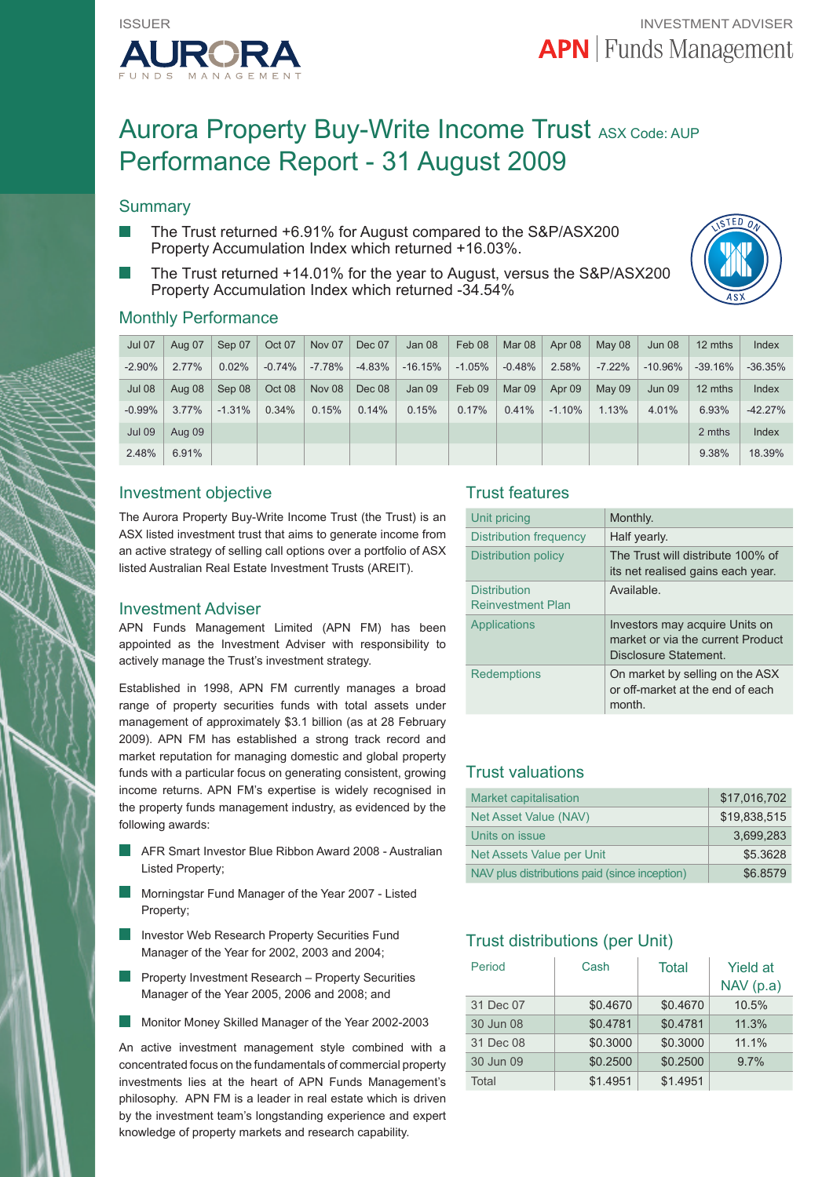ISSUER

AURORA FUNDS MANAGEMENT

INVESTMENT ADVISER

APN | Funds Management

# Aurora Property Buy-Write Income Trust ASX Code: AUP
# Performance Report - 31 August 2009

## Summary

- The Trust returned +6.91% for August compared to the S&P/ASX200 Property Accumulation Index which returned +16.03%.
- The Trust returned +14.01% for the year to August, versus the S&P/ASX200 Property Accumulation Index which returned -34.54%

## Monthly Performance

| Jul 07 | Aug 07 | Sep 07 | Oct 07 | Nov 07 | Dec 07 | Jan 08 | Feb 08 | Mar 08 | Apr 08 | May 08 | Jun 08 | 12 mths | Index |
|---|---|---|---|---|---|---|---|---|---|---|---|---|---|
| -2.90% | 2.77% | 0.02% | -0.74% | -7.78% | -4.83% | -16.15% | -1.05% | -0.48% | 2.58% | -7.22% | -10.96% | -39.16% | -36.35% |
| Jul 08 | Aug 08 | Sep 08 | Oct 08 | Nov 08 | Dec 08 | Jan 09 | Feb 09 | Mar 09 | Apr 09 | May 09 | Jun 09 | 12 mths | Index |
| -0.99% | 3.77% | -1.31% | 0.34% | 0.15% | 0.14% | 0.15% | 0.17% | 0.41% | -1.10% | 1.13% | 4.01% | 6.93% | -42.27% |
| Jul 09 | Aug 09 | | | | | | | | | | | 2 mths | Index |
| 2.48% | 6.91% | | | | | | | | | | | 9.38% | 18.39% |

## Investment objective

The Aurora Property Buy-Write Income Trust (the Trust) is an ASX listed investment trust that aims to generate income from an active strategy of selling call options over a portfolio of ASX listed Australian Real Estate Investment Trusts (AREIT).

## Investment Adviser

APN Funds Management Limited (APN FM) has been appointed as the Investment Adviser with responsibility to actively manage the Trust's investment strategy.

Established in 1998, APN FM currently manages a broad range of property securities funds with total assets under management of approximately $3.1 billion (as at 28 February 2009). APN FM has established a strong track record and market reputation for managing domestic and global property funds with a particular focus on generating consistent, growing income returns. APN FM's expertise is widely recognised in the property funds management industry, as evidenced by the following awards:

- AFR Smart Investor Blue Ribbon Award 2008 - Australian Listed Property;
- Morningstar Fund Manager of the Year 2007 - Listed Property;
- Investor Web Research Property Securities Fund Manager of the Year for 2002, 2003 and 2004;
- Property Investment Research – Property Securities Manager of the Year 2005, 2006 and 2008; and
- Monitor Money Skilled Manager of the Year 2002-2003

An active investment management style combined with a concentrated focus on the fundamentals of commercial property investments lies at the heart of APN Funds Management's philosophy. APN FM is a leader in real estate which is driven by the investment team's longstanding experience and expert knowledge of property markets and research capability.

## Trust features

| | |
|---|---|
| Unit pricing | Monthly. |
| Distribution frequency | Half yearly. |
| Distribution policy | The Trust will distribute 100% of its net realised gains each year. |
| Distribution Reinvestment Plan | Available. |
| Applications | Investors may acquire Units on market or via the current Product Disclosure Statement. |
| Redemptions | On market by selling on the ASX or off-market at the end of each month. |

## Trust valuations

| | |
|---|---|
| Market capitalisation | $17,016,702 |
| Net Asset Value (NAV) | $19,838,515 |
| Units on issue | 3,699,283 |
| Net Assets Value per Unit | $5.3628 |
| NAV plus distributions paid (since inception) | $6.8579 |

## Trust distributions (per Unit)

| Period | Cash | Total | Yield at NAV (p.a) |
|---|---|---|---|
| 31 Dec 07 | $0.4670 | $0.4670 | 10.5% |
| 30 Jun 08 | $0.4781 | $0.4781 | 11.3% |
| 31 Dec 08 | $0.3000 | $0.3000 | 11.1% |
| 30 Jun 09 | $0.2500 | $0.2500 | 9.7% |
| Total | $1.4951 | $1.4951 | |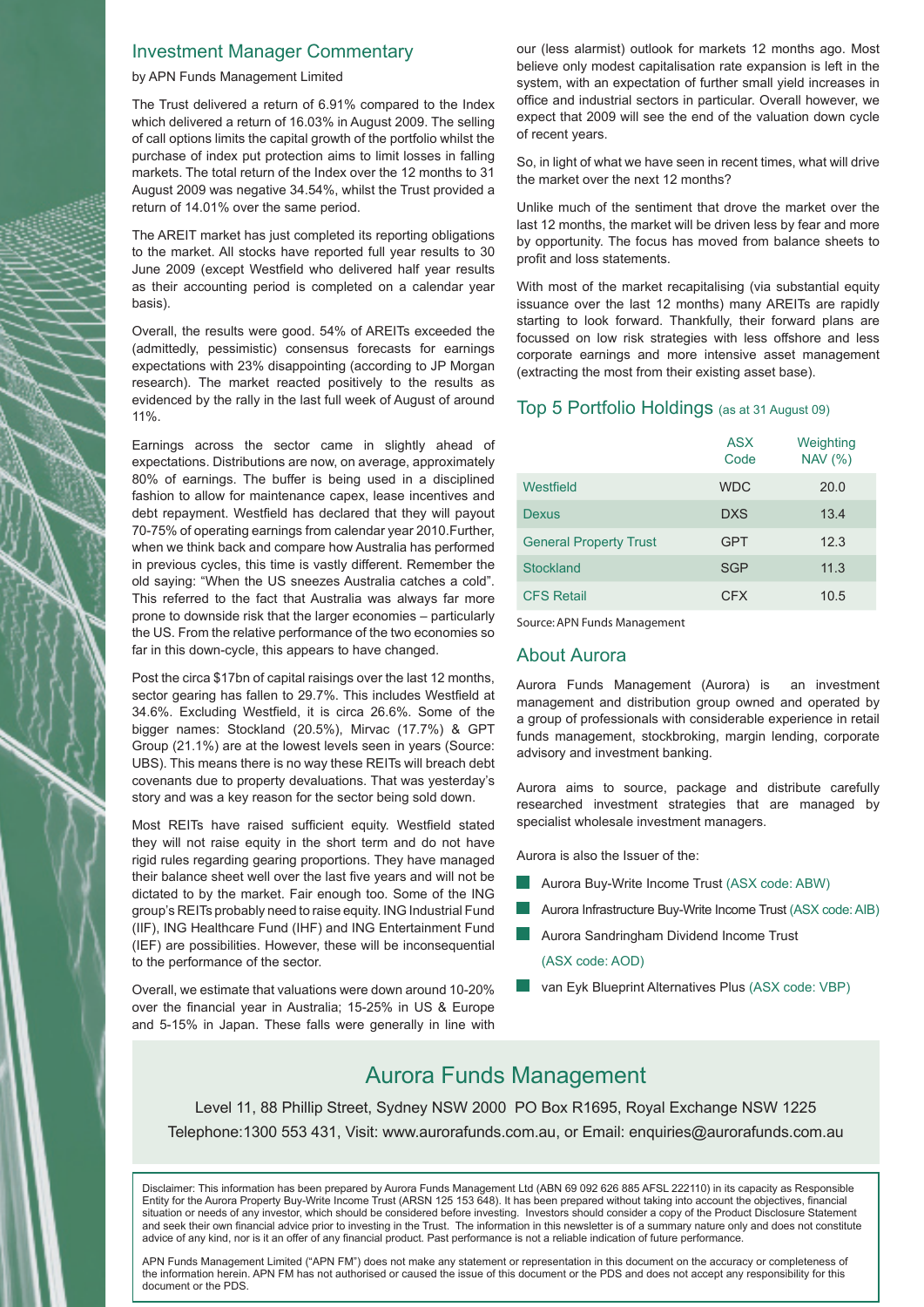## Investment Manager Commentary

by APN Funds Management Limited

The Trust delivered a return of 6.91% compared to the Index which delivered a return of 16.03% in August 2009. The selling of call options limits the capital growth of the portfolio whilst the purchase of index put protection aims to limit losses in falling markets. The total return of the Index over the 12 months to 31 August 2009 was negative 34.54%, whilst the Trust provided a return of 14.01% over the same period.

The AREIT market has just completed its reporting obligations to the market. All stocks have reported full year results to 30 June 2009 (except Westfield who delivered half year results as their accounting period is completed on a calendar year basis).

Overall, the results were good. 54% of AREITs exceeded the (admittedly, pessimistic) consensus forecasts for earnings expectations with 23% disappointing (according to JP Morgan research). The market reacted positively to the results as evidenced by the rally in the last full week of August of around 11%.

Earnings across the sector came in slightly ahead of expectations. Distributions are now, on average, approximately 80% of earnings. The buffer is being used in a disciplined fashion to allow for maintenance capex, lease incentives and debt repayment. Westfield has declared that they will payout 70-75% of operating earnings from calendar year 2010.Further, when we think back and compare how Australia has performed in previous cycles, this time is vastly different. Remember the old saying: "When the US sneezes Australia catches a cold". This referred to the fact that Australia was always far more prone to downside risk that the larger economies – particularly the US. From the relative performance of the two economies so far in this down-cycle, this appears to have changed.

Post the circa $17bn of capital raisings over the last 12 months, sector gearing has fallen to 29.7%. This includes Westfield at 34.6%. Excluding Westfield, it is circa 26.6%. Some of the bigger names: Stockland (20.5%), Mirvac (17.7%) & GPT Group (21.1%) are at the lowest levels seen in years (Source: UBS). This means there is no way these REITs will breach debt covenants due to property devaluations. That was yesterday's story and was a key reason for the sector being sold down.

Most REITs have raised sufficient equity. Westfield stated they will not raise equity in the short term and do not have rigid rules regarding gearing proportions. They have managed their balance sheet well over the last five years and will not be dictated to by the market. Fair enough too. Some of the ING group's REITs probably need to raise equity. ING Industrial Fund (IIF), ING Healthcare Fund (IHF) and ING Entertainment Fund (IEF) are possibilities. However, these will be inconsequential to the performance of the sector.

Overall, we estimate that valuations were down around 10-20% over the financial year in Australia; 15-25% in US & Europe and 5-15% in Japan. These falls were generally in line with our (less alarmist) outlook for markets 12 months ago. Most believe only modest capitalisation rate expansion is left in the system, with an expectation of further small yield increases in office and industrial sectors in particular. Overall however, we expect that 2009 will see the end of the valuation down cycle of recent years.

So, in light of what we have seen in recent times, what will drive the market over the next 12 months?

Unlike much of the sentiment that drove the market over the last 12 months, the market will be driven less by fear and more by opportunity. The focus has moved from balance sheets to profit and loss statements.

With most of the market recapitalising (via substantial equity issuance over the last 12 months) many AREITs are rapidly starting to look forward. Thankfully, their forward plans are focussed on low risk strategies with less offshore and less corporate earnings and more intensive asset management (extracting the most from their existing asset base).

## Top 5 Portfolio Holdings (as at 31 August 09)

| | ASX Code | Weighting NAV (%) |
|---|---|---|
| Westfield | WDC | 20.0 |
| Dexus | DXS | 13.4 |
| General Property Trust | GPT | 12.3 |
| Stockland | SGP | 11.3 |
| CFS Retail | CFX | 10.5 |

Source: APN Funds Management

## About Aurora

Aurora Funds Management (Aurora) is an investment management and distribution group owned and operated by a group of professionals with considerable experience in retail funds management, stockbroking, margin lending, corporate advisory and investment banking.

Aurora aims to source, package and distribute carefully researched investment strategies that are managed by specialist wholesale investment managers.

Aurora is also the Issuer of the:

- Aurora Buy-Write Income Trust (ASX code: ABW)
- Aurora Infrastructure Buy-Write Income Trust (ASX code: AIB)
- Aurora Sandringham Dividend Income Trust (ASX code: AOD)
- van Eyk Blueprint Alternatives Plus (ASX code: VBP)

## Aurora Funds Management

Level 11, 88 Phillip Street, Sydney NSW 2000 PO Box R1695, Royal Exchange NSW 1225

Telephone:1300 553 431, Visit: www.aurorafunds.com.au, or Email: enquiries@aurorafunds.com.au

Disclaimer: This information has been prepared by Aurora Funds Management Ltd (ABN 69 092 626 885 AFSL 222110) in its capacity as Responsible Entity for the Aurora Property Buy-Write Income Trust (ARSN 125 153 648). It has been prepared without taking into account the objectives, financial situation or needs of any investor, which should be considered before investing. Investors should consider a copy of the Product Disclosure Statement and seek their own financial advice prior to investing in the Trust. The information in this newsletter is of a summary nature only and does not constitute advice of any kind, nor is it an offer of any financial product. Past performance is not a reliable indication of future performance.

APN Funds Management Limited ("APN FM") does not make any statement or representation in this document on the accuracy or completeness of the information herein. APN FM has not authorised or caused the issue of this document or the PDS and does not accept any responsibility for this document or the PDS.